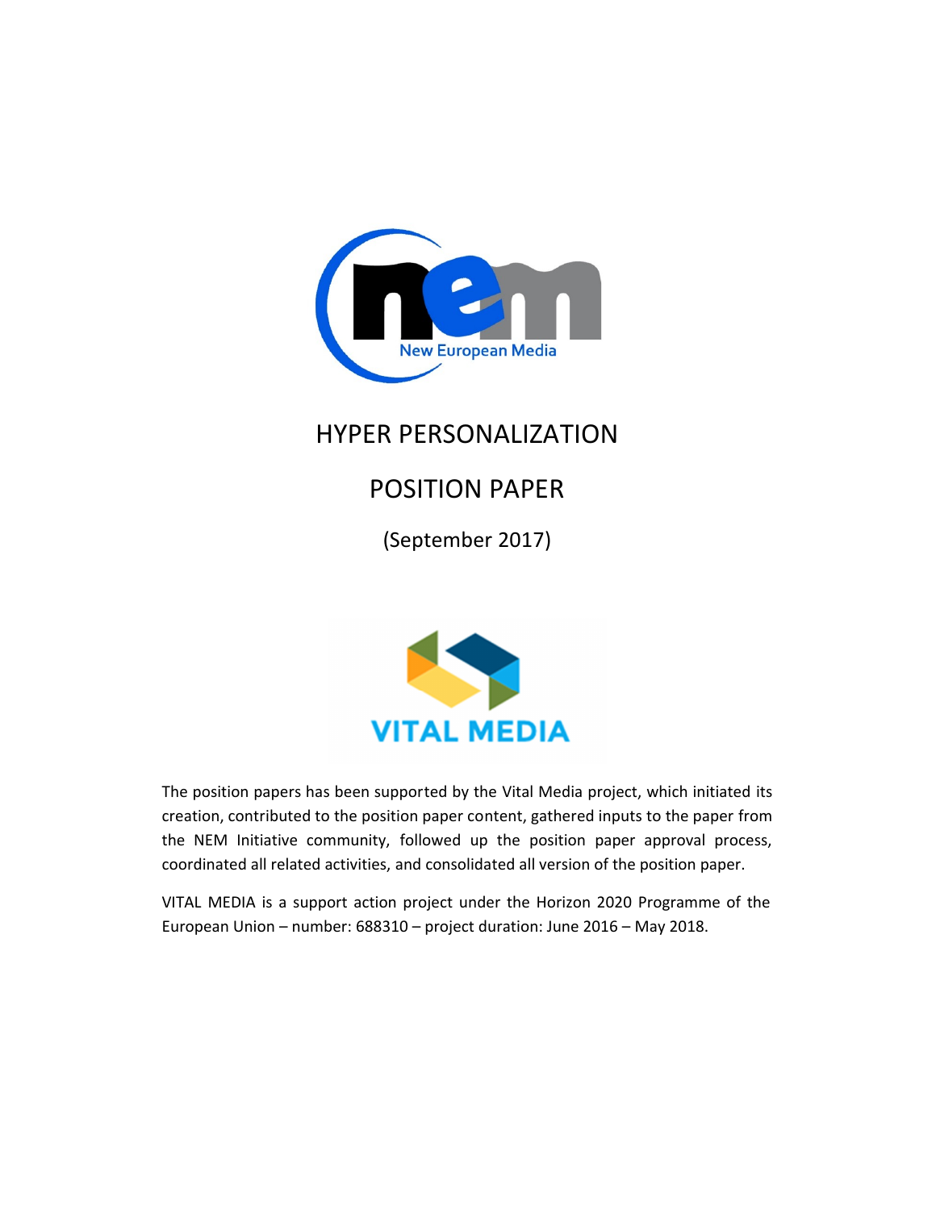New European Media

# HYPER PERSONALIZATION

# POSITION PAPER

(September 2017)

VITAL MEDIA

The position papers has been supported by the Vital Media project, which initiated its creation, contributed to the position paper content, gathered inputs to the paper from the NEM Initiative community, followed up the position paper approval process, coordinated all related activities, and consolidated all version of the position paper.

VITAL MEDIA is a support action project under the Horizon 2020 Programme of the European Union – number: 688310 – project duration: June 2016 – May 2018.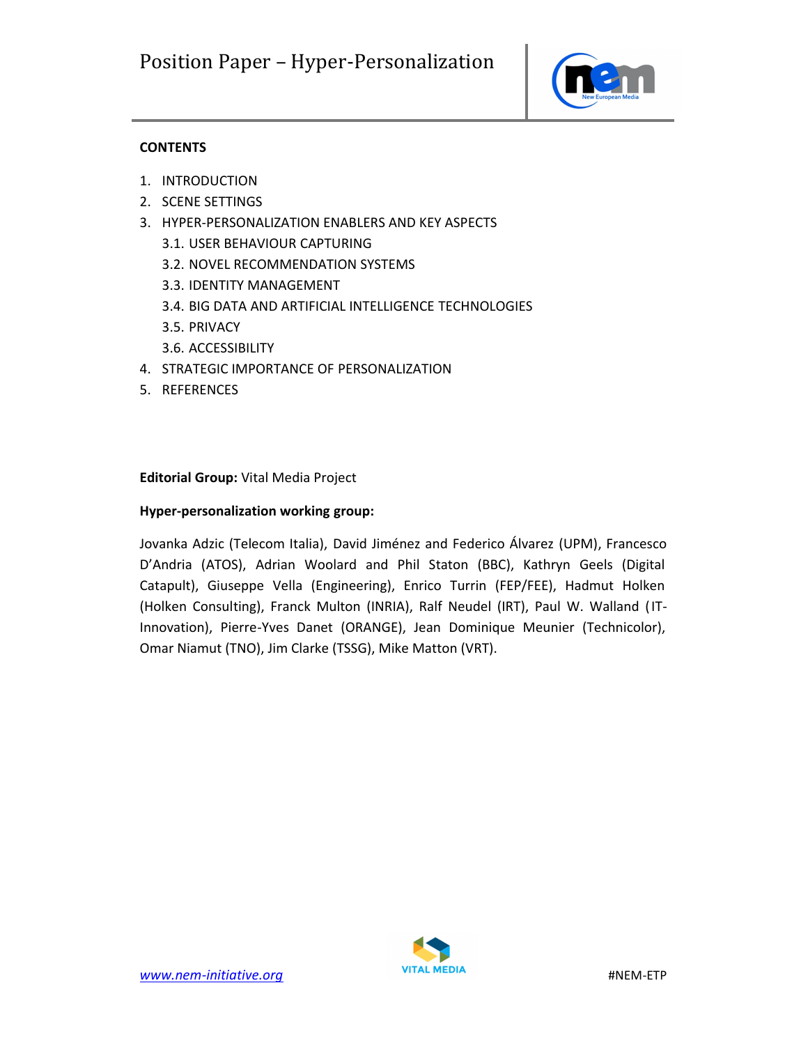**CONTENTS**

1. INTRODUCTION
2. SCENE SETTINGS
3. HYPER-PERSONALIZATION ENABLERS AND KEY ASPECTS
   - 3.1. USER BEHAVIOUR CAPTURING
   - 3.2. NOVEL RECOMMENDATION SYSTEMS
   - 3.3. IDENTITY MANAGEMENT
   - 3.4. BIG DATA AND ARTIFICIAL INTELLIGENCE TECHNOLOGIES
   - 3.5. PRIVACY
   - 3.6. ACCESSIBILITY
4. STRATEGIC IMPORTANCE OF PERSONALIZATION
5. REFERENCES

**Editorial Group:** Vital Media Project

**Hyper-personalization working group:**

Jovanka Adzic (Telecom Italia), David Jiménez and Federico Álvarez (UPM), Francesco D'Andria (ATOS), Adrian Woolard and Phil Staton (BBC), Kathryn Geels (Digital Catapult), Giuseppe Vella (Engineering), Enrico Turrin (FEP/FEE), Hadmut Holken (Holken Consulting), Franck Multon (INRIA), Ralf Neudel (IRT), Paul W. Walland (IT-Innovation), Pierre-Yves Danet (ORANGE), Jean Dominique Meunier (Technicolor), Omar Niamut (TNO), Jim Clarke (TSSG), Mike Matton (VRT).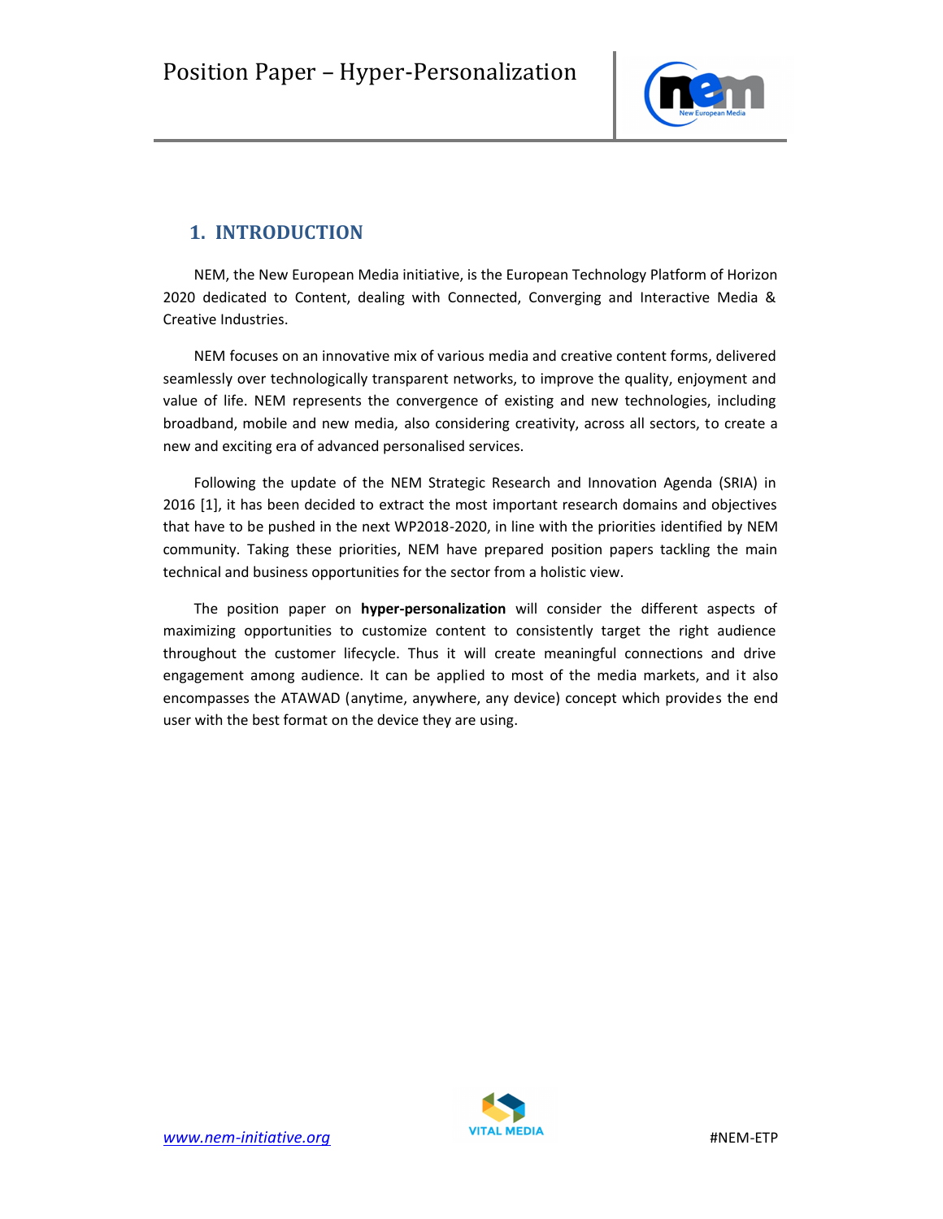## 1. INTRODUCTION

NEM, the New European Media initiative, is the European Technology Platform of Horizon 2020 dedicated to Content, dealing with Connected, Converging and Interactive Media & Creative Industries.

NEM focuses on an innovative mix of various media and creative content forms, delivered seamlessly over technologically transparent networks, to improve the quality, enjoyment and value of life. NEM represents the convergence of existing and new technologies, including broadband, mobile and new media, also considering creativity, across all sectors, to create a new and exciting era of advanced personalised services.

Following the update of the NEM Strategic Research and Innovation Agenda (SRIA) in 2016 [1], it has been decided to extract the most important research domains and objectives that have to be pushed in the next WP2018-2020, in line with the priorities identified by NEM community. Taking these priorities, NEM have prepared position papers tackling the main technical and business opportunities for the sector from a holistic view.

The position paper on **hyper-personalization** will consider the different aspects of maximizing opportunities to customize content to consistently target the right audience throughout the customer lifecycle. Thus it will create meaningful connections and drive engagement among audience. It can be applied to most of the media markets, and it also encompasses the ATAWAD (anytime, anywhere, any device) concept which provides the end user with the best format on the device they are using.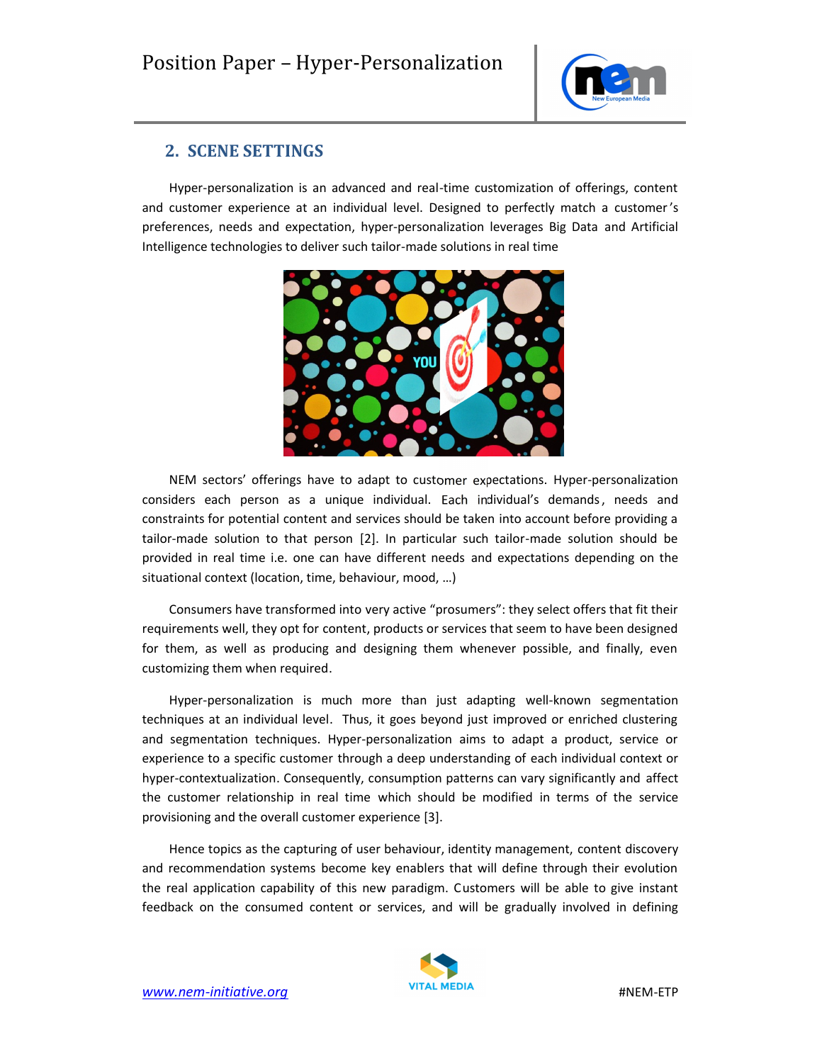## 2. SCENE SETTINGS

Hyper-personalization is an advanced and real-time customization of offerings, content and customer experience at an individual level. Designed to perfectly match a customer's preferences, needs and expectation, hyper-personalization leverages Big Data and Artificial Intelligence technologies to deliver such tailor-made solutions in real time

NEM sectors' offerings have to adapt to customer expectations. Hyper-personalization considers each person as a unique individual. Each individual's demands, needs and constraints for potential content and services should be taken into account before providing a tailor-made solution to that person [2]. In particular such tailor-made solution should be provided in real time i.e. one can have different needs and expectations depending on the situational context (location, time, behaviour, mood, …)

Consumers have transformed into very active "prosumers": they select offers that fit their requirements well, they opt for content, products or services that seem to have been designed for them, as well as producing and designing them whenever possible, and finally, even customizing them when required.

Hyper-personalization is much more than just adapting well-known segmentation techniques at an individual level. Thus, it goes beyond just improved or enriched clustering and segmentation techniques. Hyper-personalization aims to adapt a product, service or experience to a specific customer through a deep understanding of each individual context or hyper-contextualization. Consequently, consumption patterns can vary significantly and affect the customer relationship in real time which should be modified in terms of the service provisioning and the overall customer experience [3].

Hence topics as the capturing of user behaviour, identity management, content discovery and recommendation systems become key enablers that will define through their evolution the real application capability of this new paradigm. Customers will be able to give instant feedback on the consumed content or services, and will be gradually involved in defining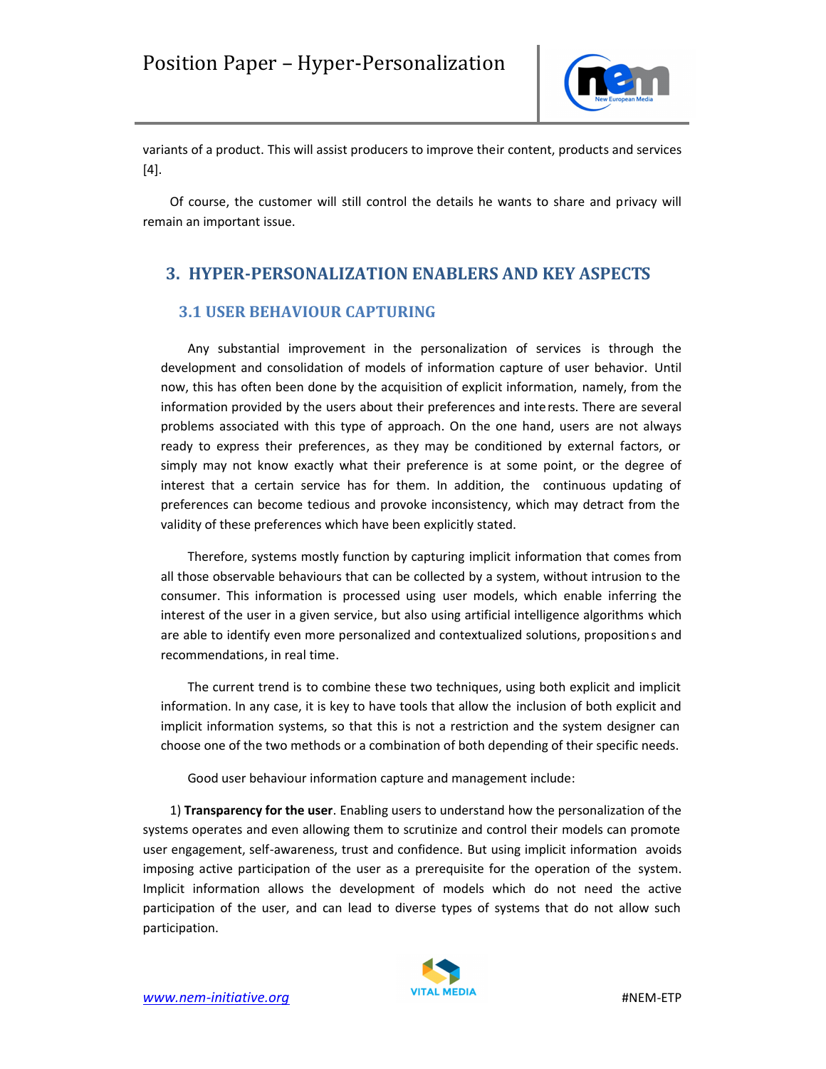variants of a product. This will assist producers to improve their content, products and services [4].

Of course, the customer will still control the details he wants to share and privacy will remain an important issue.

## 3. HYPER-PERSONALIZATION ENABLERS AND KEY ASPECTS

### 3.1 USER BEHAVIOUR CAPTURING

Any substantial improvement in the personalization of services is through the development and consolidation of models of information capture of user behavior. Until now, this has often been done by the acquisition of explicit information, namely, from the information provided by the users about their preferences and interests. There are several problems associated with this type of approach. On the one hand, users are not always ready to express their preferences, as they may be conditioned by external factors, or simply may not know exactly what their preference is at some point, or the degree of interest that a certain service has for them. In addition, the continuous updating of preferences can become tedious and provoke inconsistency, which may detract from the validity of these preferences which have been explicitly stated.

Therefore, systems mostly function by capturing implicit information that comes from all those observable behaviours that can be collected by a system, without intrusion to the consumer. This information is processed using user models, which enable inferring the interest of the user in a given service, but also using artificial intelligence algorithms which are able to identify even more personalized and contextualized solutions, propositions and recommendations, in real time.

The current trend is to combine these two techniques, using both explicit and implicit information. In any case, it is key to have tools that allow the inclusion of both explicit and implicit information systems, so that this is not a restriction and the system designer can choose one of the two methods or a combination of both depending of their specific needs.

Good user behaviour information capture and management include:

1) **Transparency for the user**. Enabling users to understand how the personalization of the systems operates and even allowing them to scrutinize and control their models can promote user engagement, self-awareness, trust and confidence. But using implicit information avoids imposing active participation of the user as a prerequisite for the operation of the system. Implicit information allows the development of models which do not need the active participation of the user, and can lead to diverse types of systems that do not allow such participation.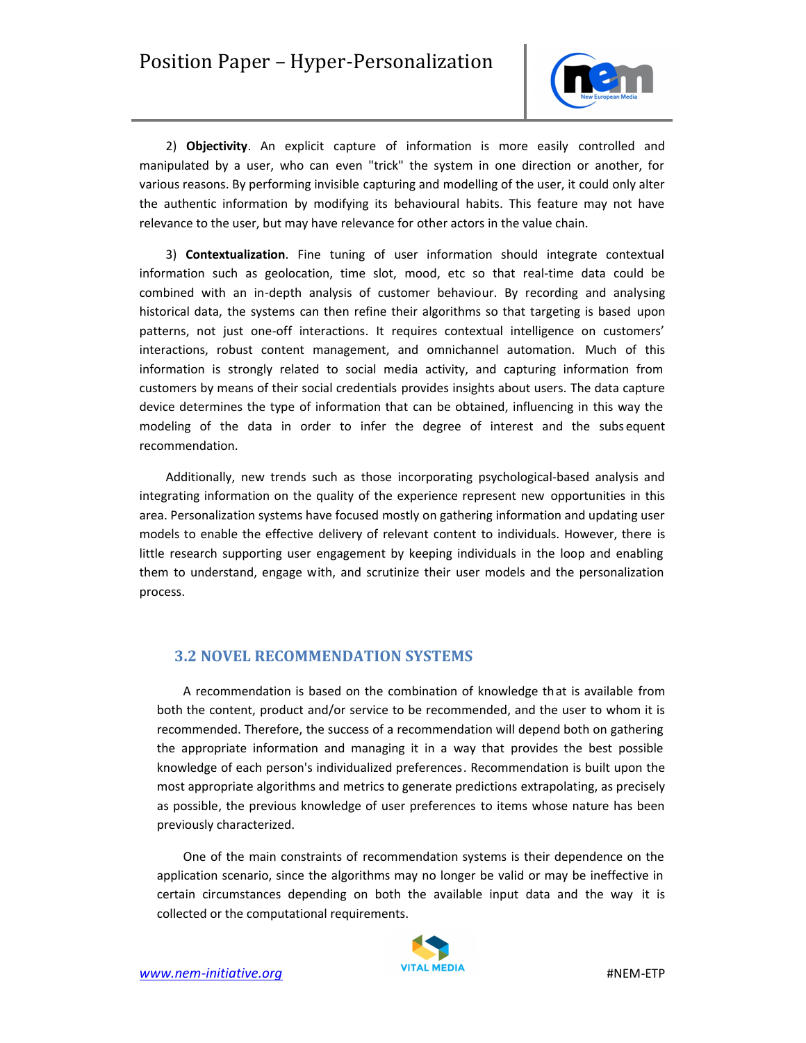2) **Objectivity**. An explicit capture of information is more easily controlled and manipulated by a user, who can even "trick" the system in one direction or another, for various reasons. By performing invisible capturing and modelling of the user, it could only alter the authentic information by modifying its behavioural habits. This feature may not have relevance to the user, but may have relevance for other actors in the value chain.

3) **Contextualization**. Fine tuning of user information should integrate contextual information such as geolocation, time slot, mood, etc so that real-time data could be combined with an in-depth analysis of customer behaviour. By recording and analysing historical data, the systems can then refine their algorithms so that targeting is based upon patterns, not just one-off interactions. It requires contextual intelligence on customers' interactions, robust content management, and omnichannel automation. Much of this information is strongly related to social media activity, and capturing information from customers by means of their social credentials provides insights about users. The data capture device determines the type of information that can be obtained, influencing in this way the modeling of the data in order to infer the degree of interest and the subsequent recommendation.

Additionally, new trends such as those incorporating psychological-based analysis and integrating information on the quality of the experience represent new opportunities in this area. Personalization systems have focused mostly on gathering information and updating user models to enable the effective delivery of relevant content to individuals. However, there is little research supporting user engagement by keeping individuals in the loop and enabling them to understand, engage with, and scrutinize their user models and the personalization process.

## 3.2 NOVEL RECOMMENDATION SYSTEMS

A recommendation is based on the combination of knowledge that is available from both the content, product and/or service to be recommended, and the user to whom it is recommended. Therefore, the success of a recommendation will depend both on gathering the appropriate information and managing it in a way that provides the best possible knowledge of each person's individualized preferences. Recommendation is built upon the most appropriate algorithms and metrics to generate predictions extrapolating, as precisely as possible, the previous knowledge of user preferences to items whose nature has been previously characterized.

One of the main constraints of recommendation systems is their dependence on the application scenario, since the algorithms may no longer be valid or may be ineffective in certain circumstances depending on both the available input data and the way it is collected or the computational requirements.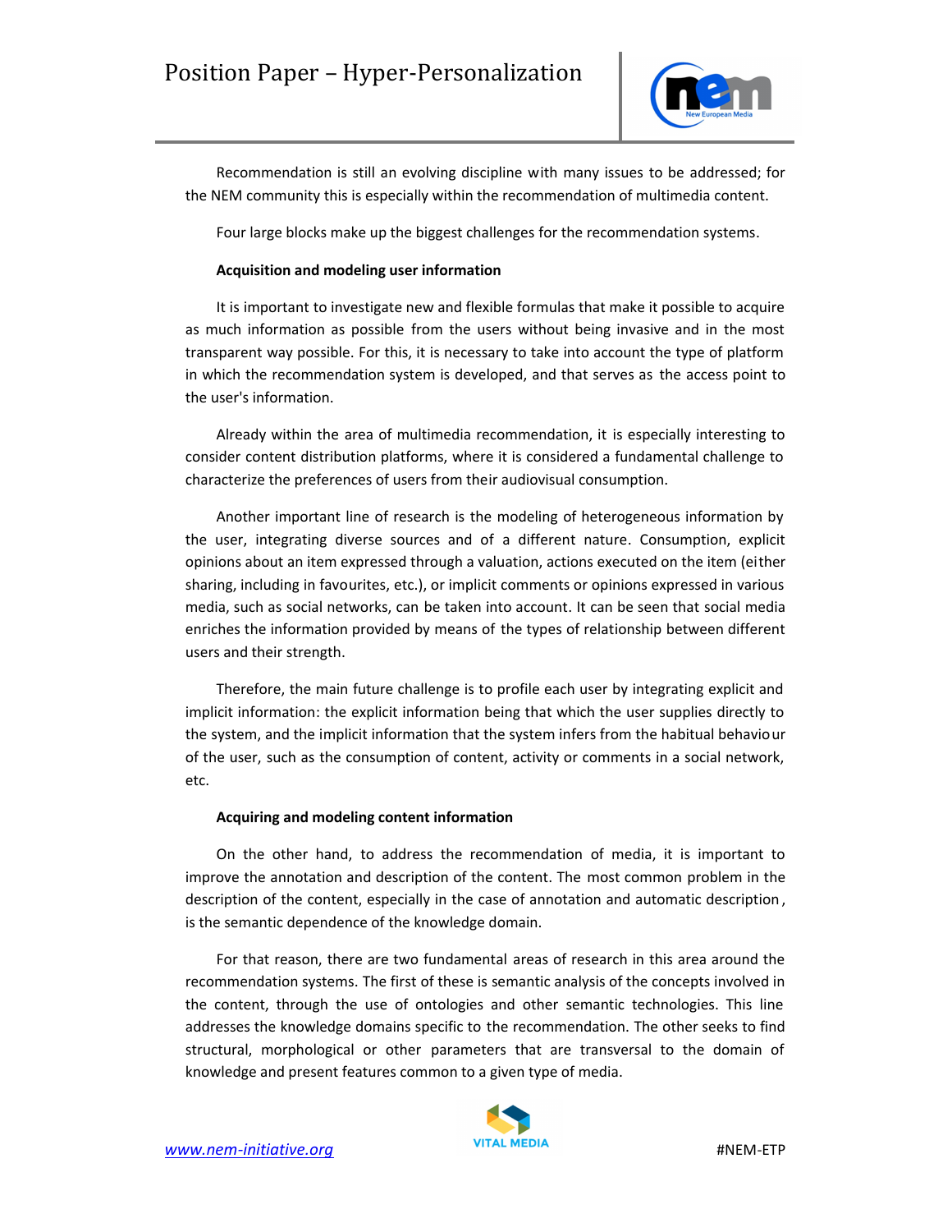Recommendation is still an evolving discipline with many issues to be addressed; for the NEM community this is especially within the recommendation of multimedia content.

Four large blocks make up the biggest challenges for the recommendation systems.

**Acquisition and modeling user information**

It is important to investigate new and flexible formulas that make it possible to acquire as much information as possible from the users without being invasive and in the most transparent way possible. For this, it is necessary to take into account the type of platform in which the recommendation system is developed, and that serves as the access point to the user's information.

Already within the area of multimedia recommendation, it is especially interesting to consider content distribution platforms, where it is considered a fundamental challenge to characterize the preferences of users from their audiovisual consumption.

Another important line of research is the modeling of heterogeneous information by the user, integrating diverse sources and of a different nature. Consumption, explicit opinions about an item expressed through a valuation, actions executed on the item (either sharing, including in favourites, etc.), or implicit comments or opinions expressed in various media, such as social networks, can be taken into account. It can be seen that social media enriches the information provided by means of the types of relationship between different users and their strength.

Therefore, the main future challenge is to profile each user by integrating explicit and implicit information: the explicit information being that which the user supplies directly to the system, and the implicit information that the system infers from the habitual behaviour of the user, such as the consumption of content, activity or comments in a social network, etc.

**Acquiring and modeling content information**

On the other hand, to address the recommendation of media, it is important to improve the annotation and description of the content. The most common problem in the description of the content, especially in the case of annotation and automatic description, is the semantic dependence of the knowledge domain.

For that reason, there are two fundamental areas of research in this area around the recommendation systems. The first of these is semantic analysis of the concepts involved in the content, through the use of ontologies and other semantic technologies. This line addresses the knowledge domains specific to the recommendation. The other seeks to find structural, morphological or other parameters that are transversal to the domain of knowledge and present features common to a given type of media.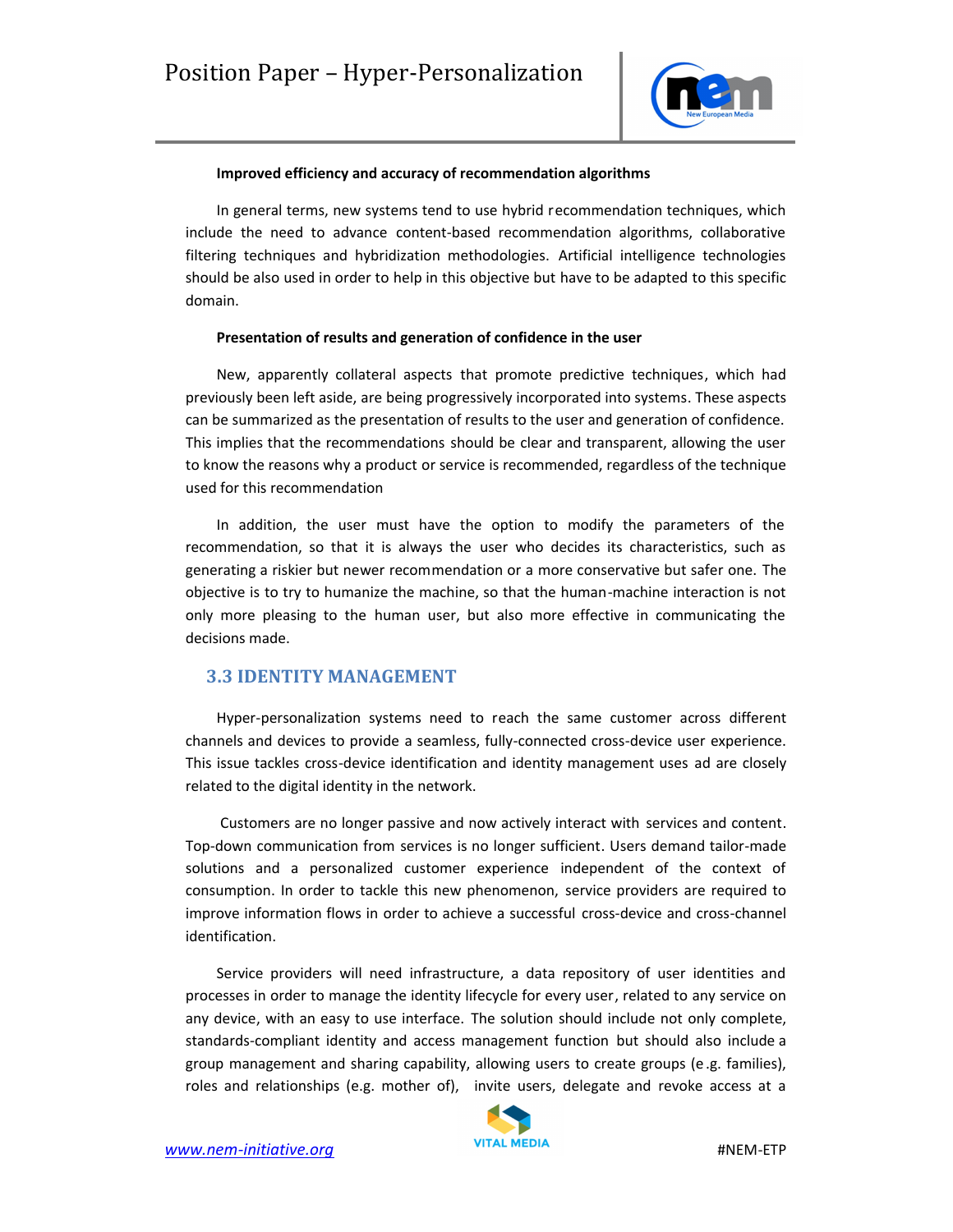**Improved efficiency and accuracy of recommendation algorithms**

In general terms, new systems tend to use hybrid recommendation techniques, which include the need to advance content-based recommendation algorithms, collaborative filtering techniques and hybridization methodologies. Artificial intelligence technologies should be also used in order to help in this objective but have to be adapted to this specific domain.

**Presentation of results and generation of confidence in the user**

New, apparently collateral aspects that promote predictive techniques, which had previously been left aside, are being progressively incorporated into systems. These aspects can be summarized as the presentation of results to the user and generation of confidence. This implies that the recommendations should be clear and transparent, allowing the user to know the reasons why a product or service is recommended, regardless of the technique used for this recommendation

In addition, the user must have the option to modify the parameters of the recommendation, so that it is always the user who decides its characteristics, such as generating a riskier but newer recommendation or a more conservative but safer one. The objective is to try to humanize the machine, so that the human-machine interaction is not only more pleasing to the human user, but also more effective in communicating the decisions made.

## 3.3 IDENTITY MANAGEMENT

Hyper-personalization systems need to reach the same customer across different channels and devices to provide a seamless, fully-connected cross-device user experience. This issue tackles cross-device identification and identity management uses ad are closely related to the digital identity in the network.

Customers are no longer passive and now actively interact with services and content. Top-down communication from services is no longer sufficient. Users demand tailor-made solutions and a personalized customer experience independent of the context of consumption. In order to tackle this new phenomenon, service providers are required to improve information flows in order to achieve a successful cross-device and cross-channel identification.

Service providers will need infrastructure, a data repository of user identities and processes in order to manage the identity lifecycle for every user, related to any service on any device, with an easy to use interface. The solution should include not only complete, standards-compliant identity and access management function but should also include a group management and sharing capability, allowing users to create groups (e.g. families), roles and relationships (e.g. mother of), invite users, delegate and revoke access at a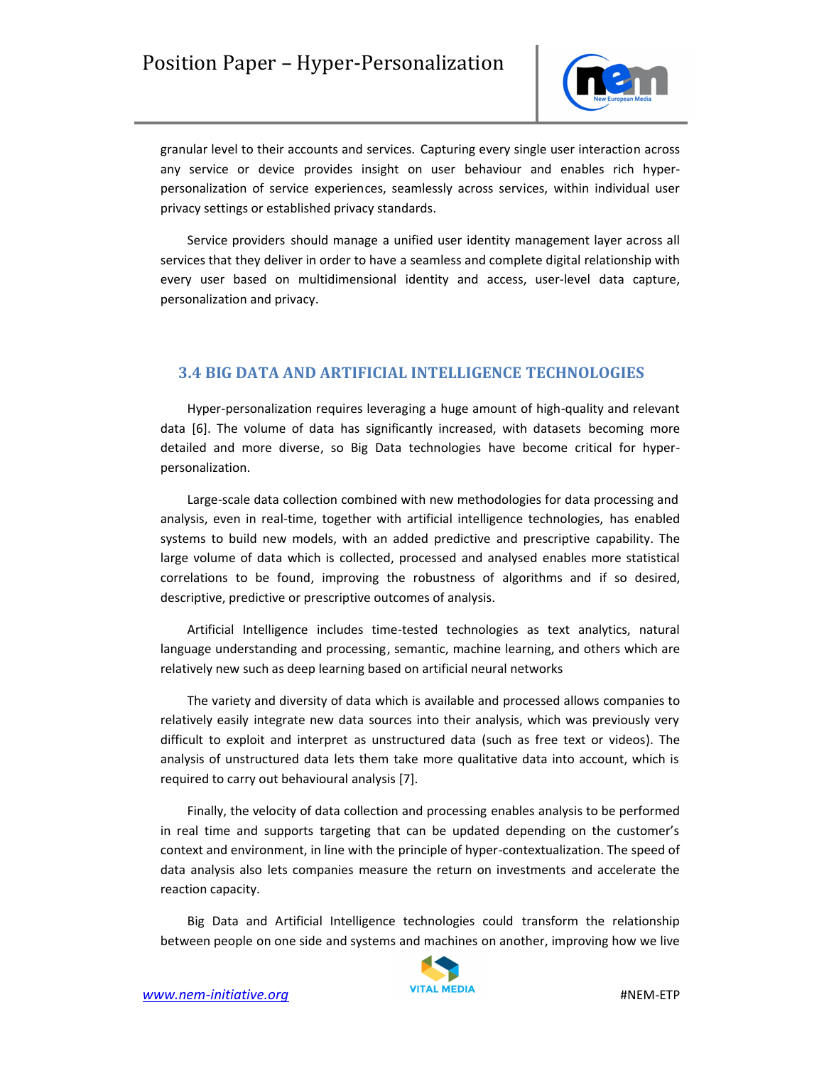granular level to their accounts and services. Capturing every single user interaction across any service or device provides insight on user behaviour and enables rich hyper-personalization of service experiences, seamlessly across services, within individual user privacy settings or established privacy standards.

Service providers should manage a unified user identity management layer across all services that they deliver in order to have a seamless and complete digital relationship with every user based on multidimensional identity and access, user-level data capture, personalization and privacy.

### 3.4 BIG DATA AND ARTIFICIAL INTELLIGENCE TECHNOLOGIES

Hyper-personalization requires leveraging a huge amount of high-quality and relevant data [6]. The volume of data has significantly increased, with datasets becoming more detailed and more diverse, so Big Data technologies have become critical for hyper-personalization.

Large-scale data collection combined with new methodologies for data processing and analysis, even in real-time, together with artificial intelligence technologies, has enabled systems to build new models, with an added predictive and prescriptive capability. The large volume of data which is collected, processed and analysed enables more statistical correlations to be found, improving the robustness of algorithms and if so desired, descriptive, predictive or prescriptive outcomes of analysis.

Artificial Intelligence includes time-tested technologies as text analytics, natural language understanding and processing, semantic, machine learning, and others which are relatively new such as deep learning based on artificial neural networks

The variety and diversity of data which is available and processed allows companies to relatively easily integrate new data sources into their analysis, which was previously very difficult to exploit and interpret as unstructured data (such as free text or videos). The analysis of unstructured data lets them take more qualitative data into account, which is required to carry out behavioural analysis [7].

Finally, the velocity of data collection and processing enables analysis to be performed in real time and supports targeting that can be updated depending on the customer's context and environment, in line with the principle of hyper-contextualization. The speed of data analysis also lets companies measure the return on investments and accelerate the reaction capacity.

Big Data and Artificial Intelligence technologies could transform the relationship between people on one side and systems and machines on another, improving how we live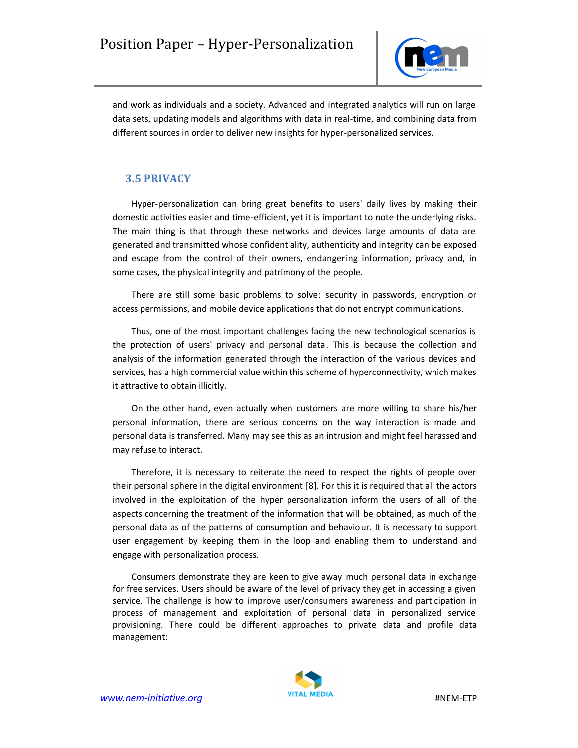and work as individuals and a society. Advanced and integrated analytics will run on large data sets, updating models and algorithms with data in real-time, and combining data from different sources in order to deliver new insights for hyper-personalized services.

## 3.5 PRIVACY

Hyper-personalization can bring great benefits to users' daily lives by making their domestic activities easier and time-efficient, yet it is important to note the underlying risks. The main thing is that through these networks and devices large amounts of data are generated and transmitted whose confidentiality, authenticity and integrity can be exposed and escape from the control of their owners, endangering information, privacy and, in some cases, the physical integrity and patrimony of the people.

There are still some basic problems to solve: security in passwords, encryption or access permissions, and mobile device applications that do not encrypt communications.

Thus, one of the most important challenges facing the new technological scenarios is the protection of users' privacy and personal data. This is because the collection and analysis of the information generated through the interaction of the various devices and services, has a high commercial value within this scheme of hyperconnectivity, which makes it attractive to obtain illicitly.

On the other hand, even actually when customers are more willing to share his/her personal information, there are serious concerns on the way interaction is made and personal data is transferred. Many may see this as an intrusion and might feel harassed and may refuse to interact.

Therefore, it is necessary to reiterate the need to respect the rights of people over their personal sphere in the digital environment [8]. For this it is required that all the actors involved in the exploitation of the hyper personalization inform the users of all of the aspects concerning the treatment of the information that will be obtained, as much of the personal data as of the patterns of consumption and behaviour. It is necessary to support user engagement by keeping them in the loop and enabling them to understand and engage with personalization process.

Consumers demonstrate they are keen to give away much personal data in exchange for free services. Users should be aware of the level of privacy they get in accessing a given service. The challenge is how to improve user/consumers awareness and participation in process of management and exploitation of personal data in personalized service provisioning. There could be different approaches to private data and profile data management: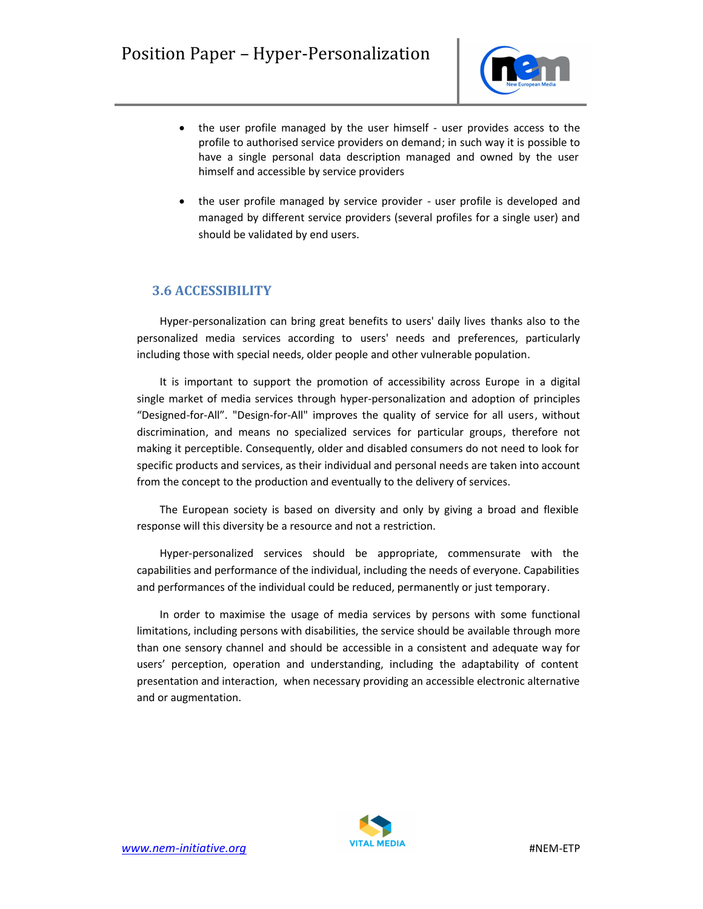- the user profile managed by the user himself - user provides access to the profile to authorised service providers on demand; in such way it is possible to have a single personal data description managed and owned by the user himself and accessible by service providers

- the user profile managed by service provider - user profile is developed and managed by different service providers (several profiles for a single user) and should be validated by end users.

### 3.6 ACCESSIBILITY

Hyper-personalization can bring great benefits to users' daily lives thanks also to the personalized media services according to users' needs and preferences, particularly including those with special needs, older people and other vulnerable population.

It is important to support the promotion of accessibility across Europe in a digital single market of media services through hyper-personalization and adoption of principles "Designed-for-All". "Design-for-All" improves the quality of service for all users, without discrimination, and means no specialized services for particular groups, therefore not making it perceptible. Consequently, older and disabled consumers do not need to look for specific products and services, as their individual and personal needs are taken into account from the concept to the production and eventually to the delivery of services.

The European society is based on diversity and only by giving a broad and flexible response will this diversity be a resource and not a restriction.

Hyper-personalized services should be appropriate, commensurate with the capabilities and performance of the individual, including the needs of everyone. Capabilities and performances of the individual could be reduced, permanently or just temporary.

In order to maximise the usage of media services by persons with some functional limitations, including persons with disabilities, the service should be available through more than one sensory channel and should be accessible in a consistent and adequate way for users' perception, operation and understanding, including the adaptability of content presentation and interaction, when necessary providing an accessible electronic alternative and or augmentation.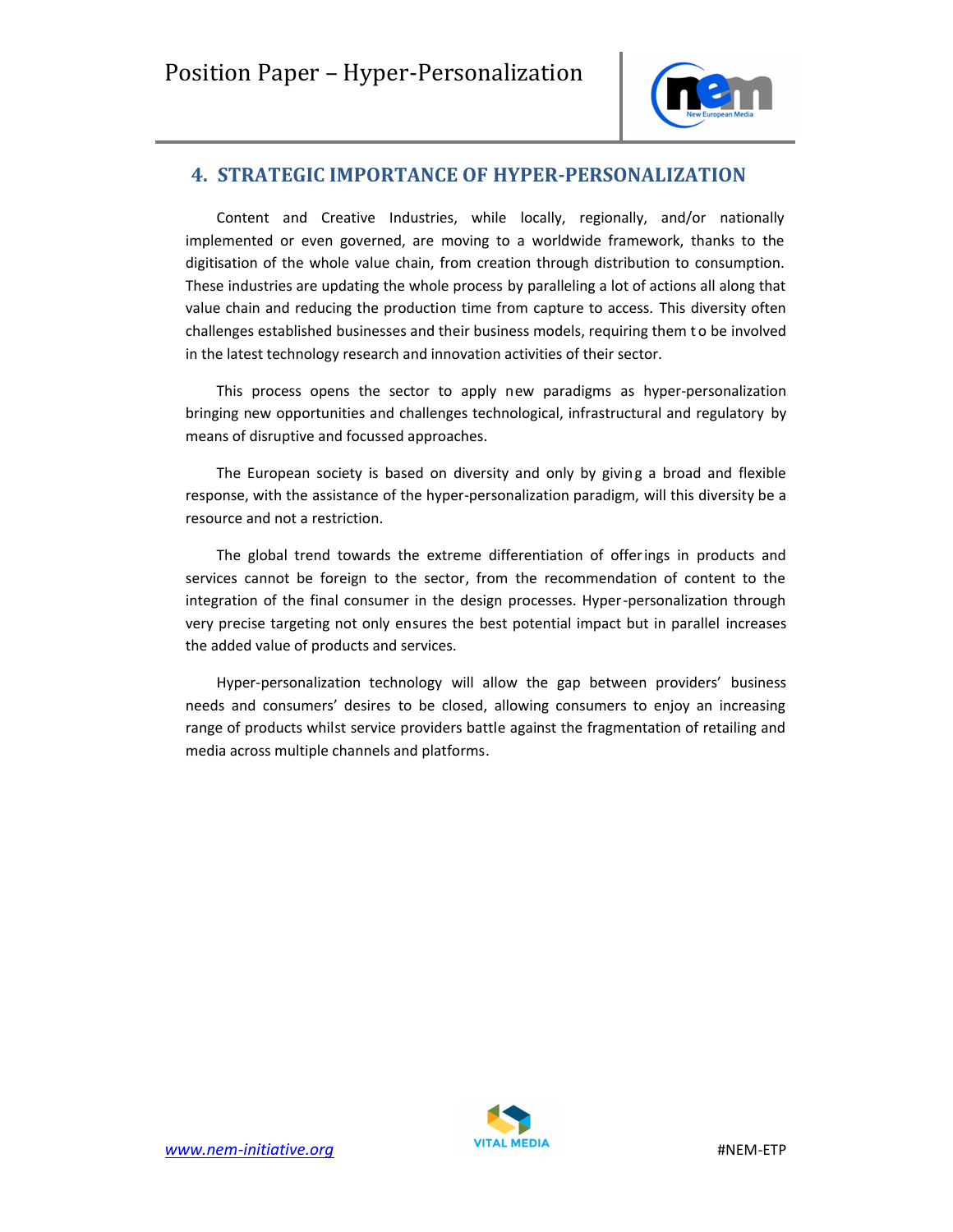## 4. STRATEGIC IMPORTANCE OF HYPER-PERSONALIZATION

Content and Creative Industries, while locally, regionally, and/or nationally implemented or even governed, are moving to a worldwide framework, thanks to the digitisation of the whole value chain, from creation through distribution to consumption. These industries are updating the whole process by paralleling a lot of actions all along that value chain and reducing the production time from capture to access. This diversity often challenges established businesses and their business models, requiring them to be involved in the latest technology research and innovation activities of their sector.

This process opens the sector to apply new paradigms as hyper-personalization bringing new opportunities and challenges technological, infrastructural and regulatory by means of disruptive and focussed approaches.

The European society is based on diversity and only by giving a broad and flexible response, with the assistance of the hyper-personalization paradigm, will this diversity be a resource and not a restriction.

The global trend towards the extreme differentiation of offerings in products and services cannot be foreign to the sector, from the recommendation of content to the integration of the final consumer in the design processes. Hyper-personalization through very precise targeting not only ensures the best potential impact but in parallel increases the added value of products and services.

Hyper-personalization technology will allow the gap between providers' business needs and consumers' desires to be closed, allowing consumers to enjoy an increasing range of products whilst service providers battle against the fragmentation of retailing and media across multiple channels and platforms.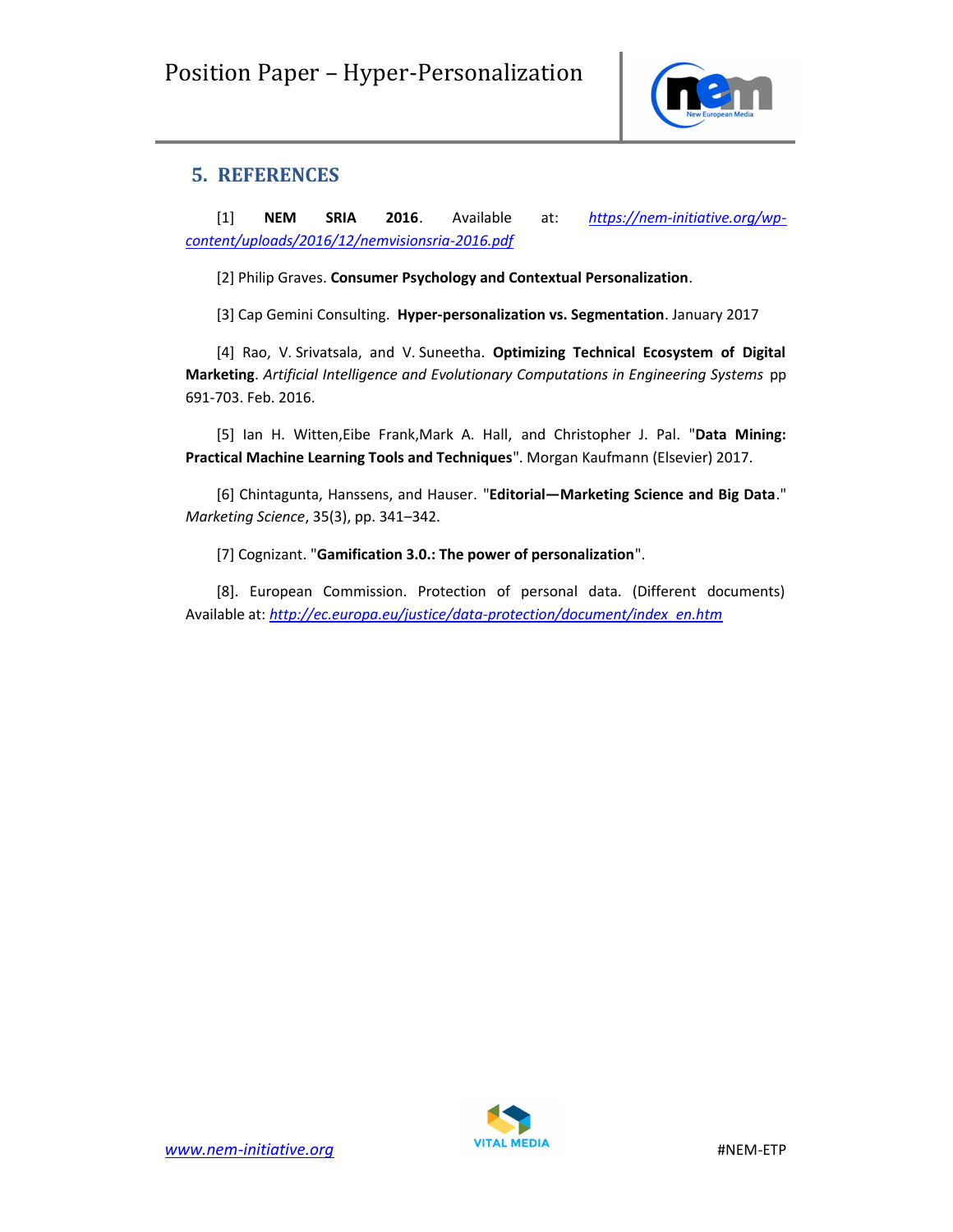## 5. REFERENCES

[1] **NEM SRIA 2016**. Available at: [https://nem-initiative.org/wp-content/uploads/2016/12/nemvisionsria-2016.pdf](https://nem-initiative.org/wp-content/uploads/2016/12/nemvisionsria-2016.pdf)

[2] Philip Graves. **Consumer Psychology and Contextual Personalization**.

[3] Cap Gemini Consulting. **Hyper-personalization vs. Segmentation**. January 2017

[4] Rao, V. Srivatsala, and V. Suneetha. **Optimizing Technical Ecosystem of Digital Marketing**. *Artificial Intelligence and Evolutionary Computations in Engineering Systems* pp 691-703. Feb. 2016.

[5] Ian H. Witten,Eibe Frank,Mark A. Hall, and Christopher J. Pal. "**Data Mining: Practical Machine Learning Tools and Techniques**". Morgan Kaufmann (Elsevier) 2017.

[6] Chintagunta, Hanssens, and Hauser. "**Editorial—Marketing Science and Big Data**." *Marketing Science*, 35(3), pp. 341–342.

[7] Cognizant. "**Gamification 3.0.: The power of personalization**".

[8]. European Commission. Protection of personal data. (Different documents) Available at: [http://ec.europa.eu/justice/data-protection/document/index_en.htm](http://ec.europa.eu/justice/data-protection/document/index_en.htm)